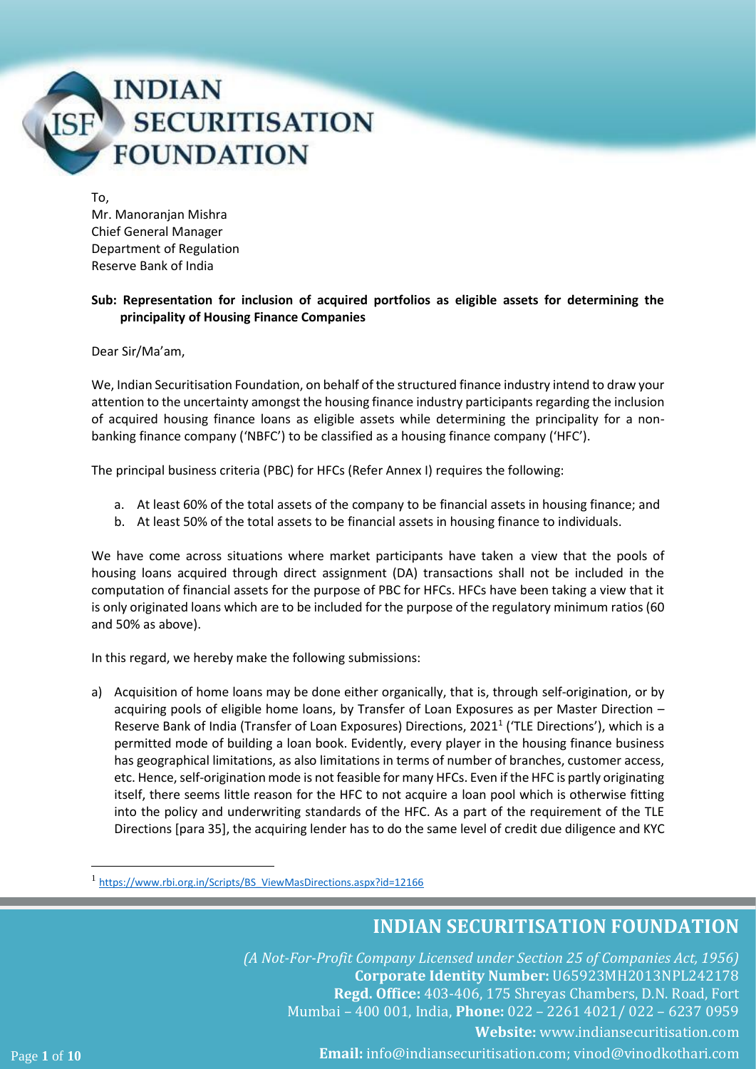To,
Mr. Manoranjan Mishra
Chief General Manager
Department of Regulation
Reserve Bank of India

**Sub: Representation for inclusion of acquired portfolios as eligible assets for determining the principality of Housing Finance Companies**

Dear Sir/Ma'am,

We, Indian Securitisation Foundation, on behalf of the structured finance industry intend to draw your attention to the uncertainty amongst the housing finance industry participants regarding the inclusion of acquired housing finance loans as eligible assets while determining the principality for a non-banking finance company ('NBFC') to be classified as a housing finance company ('HFC').

The principal business criteria (PBC) for HFCs (Refer Annex I) requires the following:

a. At least 60% of the total assets of the company to be financial assets in housing finance; and
b. At least 50% of the total assets to be financial assets in housing finance to individuals.

We have come across situations where market participants have taken a view that the pools of housing loans acquired through direct assignment (DA) transactions shall not be included in the computation of financial assets for the purpose of PBC for HFCs. HFCs have been taking a view that it is only originated loans which are to be included for the purpose of the regulatory minimum ratios (60 and 50% as above).

In this regard, we hereby make the following submissions:

a) Acquisition of home loans may be done either organically, that is, through self-origination, or by acquiring pools of eligible home loans, by Transfer of Loan Exposures as per Master Direction – Reserve Bank of India (Transfer of Loan Exposures) Directions, 2021[1] ('TLE Directions'), which is a permitted mode of building a loan book. Evidently, every player in the housing finance business has geographical limitations, as also limitations in terms of number of branches, customer access, etc. Hence, self-origination mode is not feasible for many HFCs. Even if the HFC is partly originating itself, there seems little reason for the HFC to not acquire a loan pool which is otherwise fitting into the policy and underwriting standards of the HFC. As a part of the requirement of the TLE Directions [para 35], the acquiring lender has to do the same level of credit due diligence and KYC

---

[1] https://www.rbi.org.in/Scripts/BS_ViewMasDirections.aspx?id=12166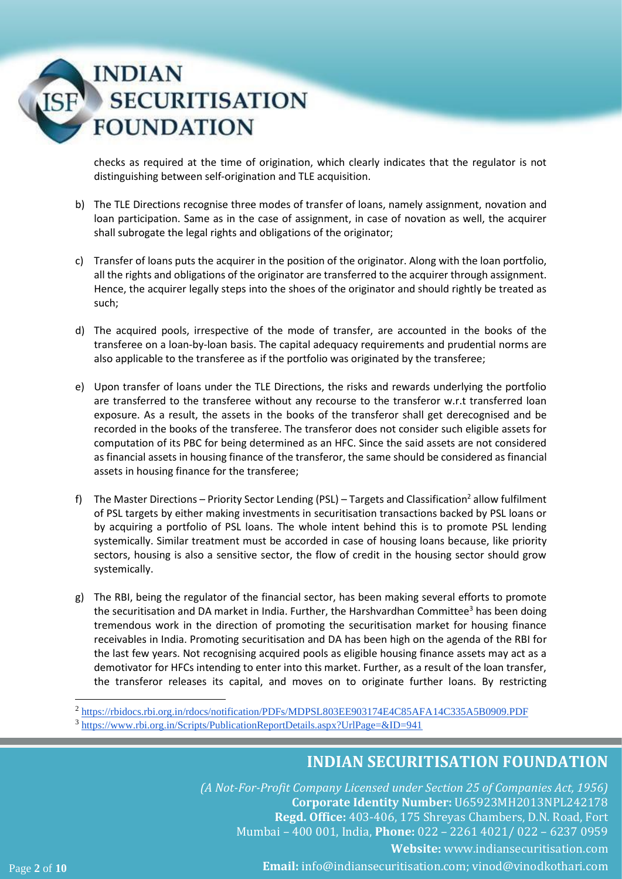checks as required at the time of origination, which clearly indicates that the regulator is not distinguishing between self-origination and TLE acquisition.

b) The TLE Directions recognise three modes of transfer of loans, namely assignment, novation and loan participation. Same as in the case of assignment, in case of novation as well, the acquirer shall subrogate the legal rights and obligations of the originator;

c) Transfer of loans puts the acquirer in the position of the originator. Along with the loan portfolio, all the rights and obligations of the originator are transferred to the acquirer through assignment. Hence, the acquirer legally steps into the shoes of the originator and should rightly be treated as such;

d) The acquired pools, irrespective of the mode of transfer, are accounted in the books of the transferee on a loan-by-loan basis. The capital adequacy requirements and prudential norms are also applicable to the transferee as if the portfolio was originated by the transferee;

e) Upon transfer of loans under the TLE Directions, the risks and rewards underlying the portfolio are transferred to the transferee without any recourse to the transferor w.r.t transferred loan exposure. As a result, the assets in the books of the transferor shall get derecognised and be recorded in the books of the transferee. The transferor does not consider such eligible assets for computation of its PBC for being determined as an HFC. Since the said assets are not considered as financial assets in housing finance of the transferor, the same should be considered as financial assets in housing finance for the transferee;

f) The Master Directions – Priority Sector Lending (PSL) – Targets and Classification[2] allow fulfilment of PSL targets by either making investments in securitisation transactions backed by PSL loans or by acquiring a portfolio of PSL loans. The whole intent behind this is to promote PSL lending systemically. Similar treatment must be accorded in case of housing loans because, like priority sectors, housing is also a sensitive sector, the flow of credit in the housing sector should grow systemically.

g) The RBI, being the regulator of the financial sector, has been making several efforts to promote the securitisation and DA market in India. Further, the Harshvardhan Committee[3] has been doing tremendous work in the direction of promoting the securitisation market for housing finance receivables in India. Promoting securitisation and DA has been high on the agenda of the RBI for the last few years. Not recognising acquired pools as eligible housing finance assets may act as a demotivator for HFCs intending to enter into this market. Further, as a result of the loan transfer, the transferor releases its capital, and moves on to originate further loans. By restricting

---

[2] https://rbidocs.rbi.org.in/rdocs/notification/PDFs/MDPSL803EE903174E4C85AFA14C335A5B0909.PDF

[3] https://www.rbi.org.in/Scripts/PublicationReportDetails.aspx?UrlPage=&ID=941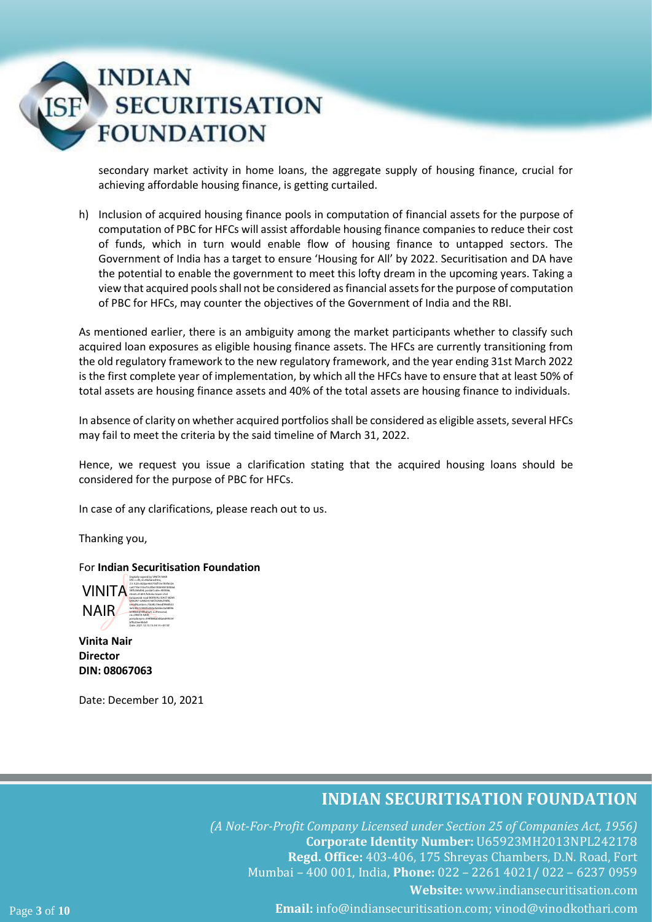secondary market activity in home loans, the aggregate supply of housing finance, crucial for achieving affordable housing finance, is getting curtailed.

h) Inclusion of acquired housing finance pools in computation of financial assets for the purpose of computation of PBC for HFCs will assist affordable housing finance companies to reduce their cost of funds, which in turn would enable flow of housing finance to untapped sectors. The Government of India has a target to ensure 'Housing for All' by 2022. Securitisation and DA have the potential to enable the government to meet this lofty dream in the upcoming years. Taking a view that acquired pools shall not be considered as financial assets for the purpose of computation of PBC for HFCs, may counter the objectives of the Government of India and the RBI.

As mentioned earlier, there is an ambiguity among the market participants whether to classify such acquired loan exposures as eligible housing finance assets. The HFCs are currently transitioning from the old regulatory framework to the new regulatory framework, and the year ending 31st March 2022 is the first complete year of implementation, by which all the HFCs have to ensure that at least 50% of total assets are housing finance assets and 40% of the total assets are housing finance to individuals.

In absence of clarity on whether acquired portfolios shall be considered as eligible assets, several HFCs may fail to meet the criteria by the said timeline of March 31, 2022.

Hence, we request you issue a clarification stating that the acquired housing loans should be considered for the purpose of PBC for HFCs.

In case of any clarifications, please reach out to us.

Thanking you,

For **Indian Securitisation Foundation**

VINITA NAIR

**Vinita Nair**
**Director**
**DIN: 08067063**

Date: December 10, 2021

**INDIAN SECURITISATION FOUNDATION**

*(A Not-For-Profit Company Licensed under Section 25 of Companies Act, 1956)*
**Corporate Identity Number:** U65923MH2013NPL242178
**Regd. Office:** 403-406, 175 Shreyas Chambers, D.N. Road, Fort Mumbai – 400 001, India, **Phone:** 022 – 2261 4021/ 022 – 6237 0959
**Website:** www.indiansecuritisation.com
**Email:** info@indiansecuritisation.com; vinod@vinodkothari.com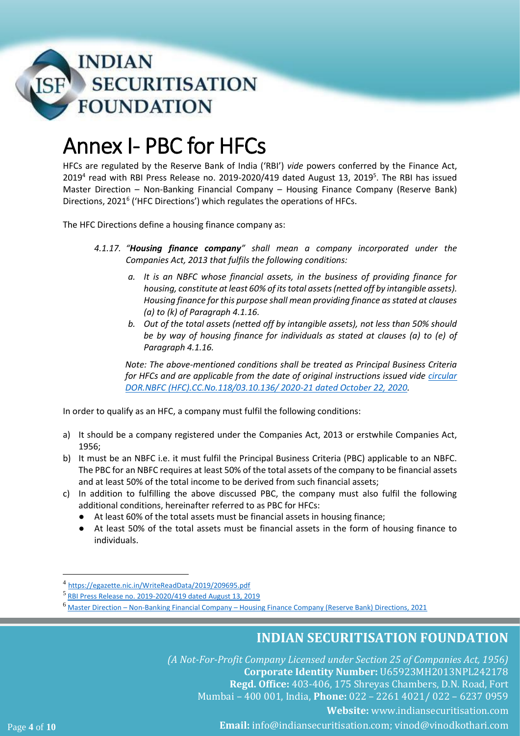# Annex I- PBC for HFCs

HFCs are regulated by the Reserve Bank of India ('RBI') *vide* powers conferred by the Finance Act, 2019[4] read with RBI Press Release no. 2019-2020/419 dated August 13, 2019[5]. The RBI has issued Master Direction – Non-Banking Financial Company – Housing Finance Company (Reserve Bank) Directions, 2021[6] ('HFC Directions') which regulates the operations of HFCs.

The HFC Directions define a housing finance company as:

> *4.1.17. "**Housing finance company**" shall mean a company incorporated under the Companies Act, 2013 that fulfils the following conditions:*
>
> *a. It is an NBFC whose financial assets, in the business of providing finance for housing, constitute at least 60% of its total assets (netted off by intangible assets). Housing finance for this purpose shall mean providing finance as stated at clauses (a) to (k) of Paragraph 4.1.16.*
>
> *b. Out of the total assets (netted off by intangible assets), not less than 50% should be by way of housing finance for individuals as stated at clauses (a) to (e) of Paragraph 4.1.16.*
>
> *Note: The above-mentioned conditions shall be treated as Principal Business Criteria for HFCs and are applicable from the date of original instructions issued vide circular DOR.NBFC (HFC).CC.No.118/03.10.136/ 2020-21 dated October 22, 2020.*

In order to qualify as an HFC, a company must fulfil the following conditions:

a) It should be a company registered under the Companies Act, 2013 or erstwhile Companies Act, 1956;

b) It must be an NBFC i.e. it must fulfil the Principal Business Criteria (PBC) applicable to an NBFC. The PBC for an NBFC requires at least 50% of the total assets of the company to be financial assets and at least 50% of the total income to be derived from such financial assets;

c) In addition to fulfilling the above discussed PBC, the company must also fulfil the following additional conditions, hereinafter referred to as PBC for HFCs:
   - At least 60% of the total assets must be financial assets in housing finance;
   - At least 50% of the total assets must be financial assets in the form of housing finance to individuals.

---

[4] https://egazette.nic.in/WriteReadData/2019/209695.pdf

[5] RBI Press Release no. 2019-2020/419 dated August 13, 2019

[6] Master Direction – Non-Banking Financial Company – Housing Finance Company (Reserve Bank) Directions, 2021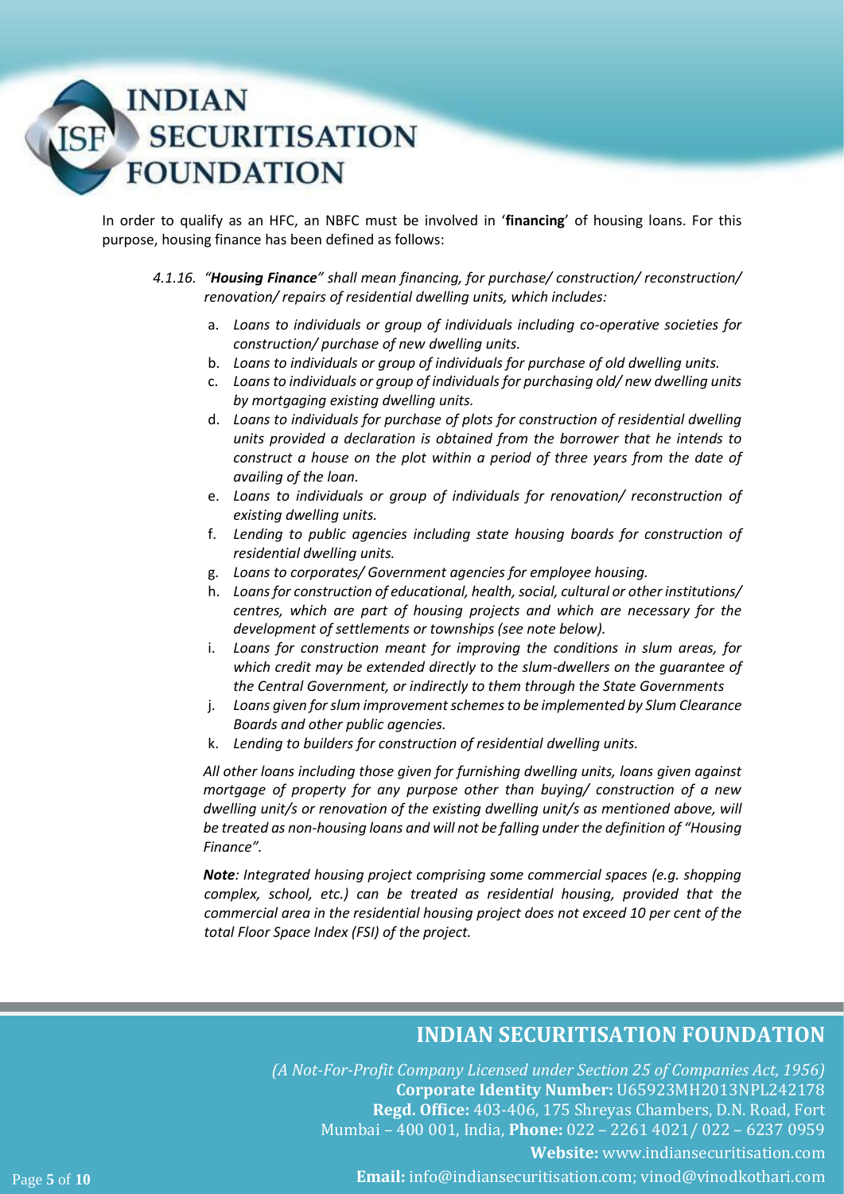In order to qualify as an HFC, an NBFC must be involved in '**financing**' of housing loans. For this purpose, housing finance has been defined as follows:

> *4.1.16. "**Housing Finance**" shall mean financing, for purchase/ construction/ reconstruction/ renovation/ repairs of residential dwelling units, which includes:*
>
> a. *Loans to individuals or group of individuals including co-operative societies for construction/ purchase of new dwelling units.*
> b. *Loans to individuals or group of individuals for purchase of old dwelling units.*
> c. *Loans to individuals or group of individuals for purchasing old/ new dwelling units by mortgaging existing dwelling units.*
> d. *Loans to individuals for purchase of plots for construction of residential dwelling units provided a declaration is obtained from the borrower that he intends to construct a house on the plot within a period of three years from the date of availing of the loan.*
> e. *Loans to individuals or group of individuals for renovation/ reconstruction of existing dwelling units.*
> f. *Lending to public agencies including state housing boards for construction of residential dwelling units.*
> g. *Loans to corporates/ Government agencies for employee housing.*
> h. *Loans for construction of educational, health, social, cultural or other institutions/ centres, which are part of housing projects and which are necessary for the development of settlements or townships (see note below).*
> i. *Loans for construction meant for improving the conditions in slum areas, for which credit may be extended directly to the slum-dwellers on the guarantee of the Central Government, or indirectly to them through the State Governments*
> j. *Loans given for slum improvement schemes to be implemented by Slum Clearance Boards and other public agencies.*
> k. *Lending to builders for construction of residential dwelling units.*
>
> *All other loans including those given for furnishing dwelling units, loans given against mortgage of property for any purpose other than buying/ construction of a new dwelling unit/s or renovation of the existing dwelling unit/s as mentioned above, will be treated as non-housing loans and will not be falling under the definition of "Housing Finance".*
>
> ***Note**: Integrated housing project comprising some commercial spaces (e.g. shopping complex, school, etc.) can be treated as residential housing, provided that the commercial area in the residential housing project does not exceed 10 per cent of the total Floor Space Index (FSI) of the project.*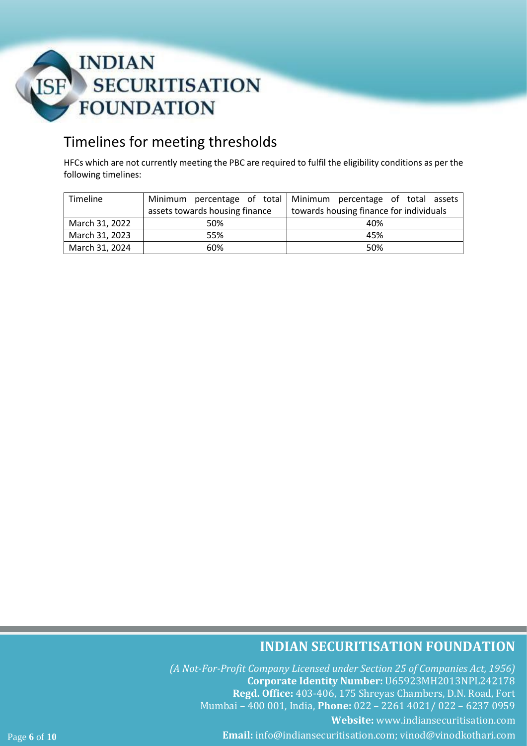## Timelines for meeting thresholds

HFCs which are not currently meeting the PBC are required to fulfil the eligibility conditions as per the following timelines:

| Timeline | Minimum percentage of total assets towards housing finance | Minimum percentage of total assets towards housing finance for individuals |
|---|---|---|
| March 31, 2022 | 50% | 40% |
| March 31, 2023 | 55% | 45% |
| March 31, 2024 | 60% | 50% |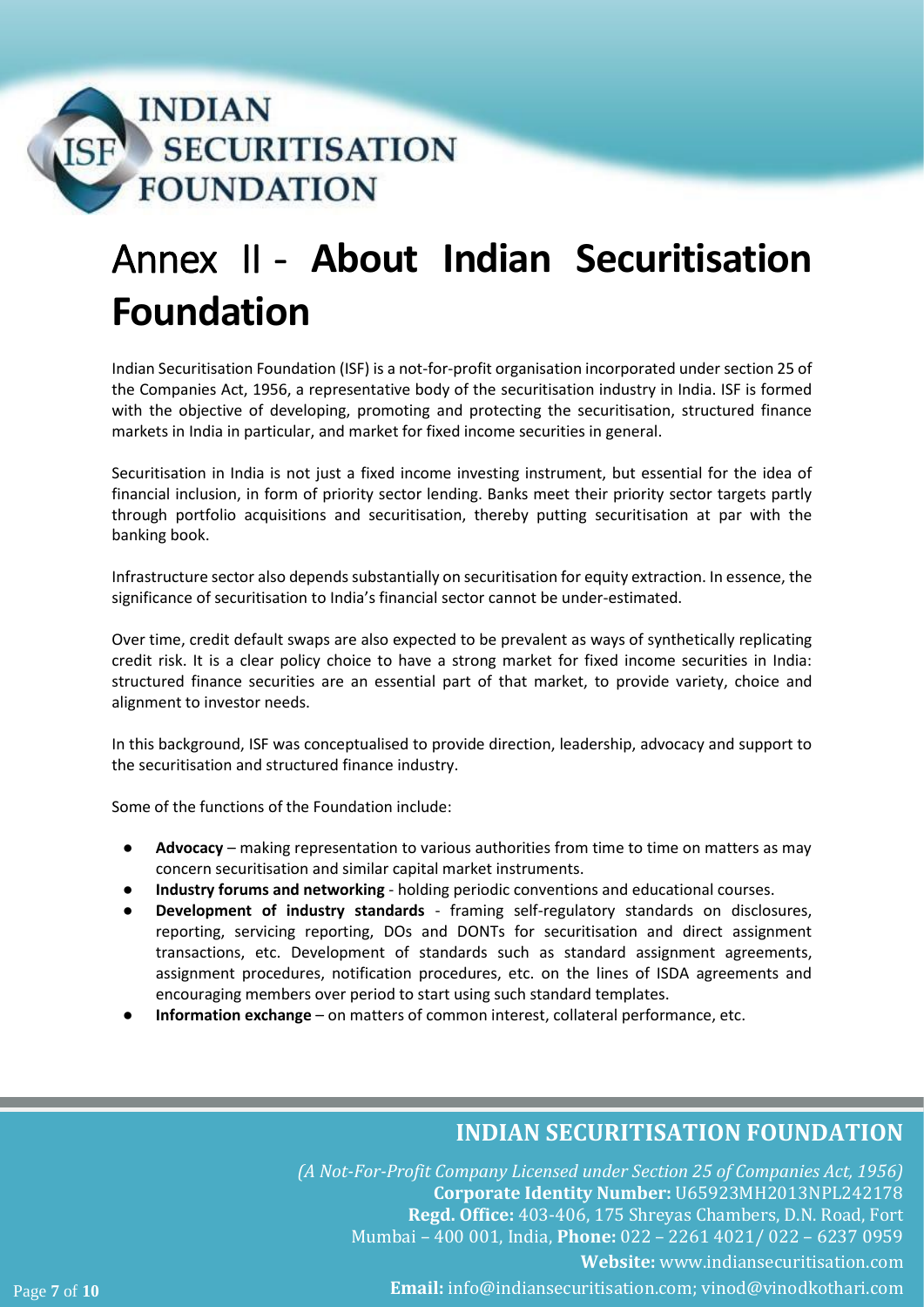# Annex II - About Indian Securitisation Foundation

Indian Securitisation Foundation (ISF) is a not-for-profit organisation incorporated under section 25 of the Companies Act, 1956, a representative body of the securitisation industry in India. ISF is formed with the objective of developing, promoting and protecting the securitisation, structured finance markets in India in particular, and market for fixed income securities in general.

Securitisation in India is not just a fixed income investing instrument, but essential for the idea of financial inclusion, in form of priority sector lending. Banks meet their priority sector targets partly through portfolio acquisitions and securitisation, thereby putting securitisation at par with the banking book.

Infrastructure sector also depends substantially on securitisation for equity extraction. In essence, the significance of securitisation to India's financial sector cannot be under-estimated.

Over time, credit default swaps are also expected to be prevalent as ways of synthetically replicating credit risk. It is a clear policy choice to have a strong market for fixed income securities in India: structured finance securities are an essential part of that market, to provide variety, choice and alignment to investor needs.

In this background, ISF was conceptualised to provide direction, leadership, advocacy and support to the securitisation and structured finance industry.

Some of the functions of the Foundation include:

- **Advocacy** – making representation to various authorities from time to time on matters as may concern securitisation and similar capital market instruments.
- **Industry forums and networking** - holding periodic conventions and educational courses.
- **Development of industry standards** - framing self-regulatory standards on disclosures, reporting, servicing reporting, DOs and DONTs for securitisation and direct assignment transactions, etc. Development of standards such as standard assignment agreements, assignment procedures, notification procedures, etc. on the lines of ISDA agreements and encouraging members over period to start using such standard templates.
- **Information exchange** – on matters of common interest, collateral performance, etc.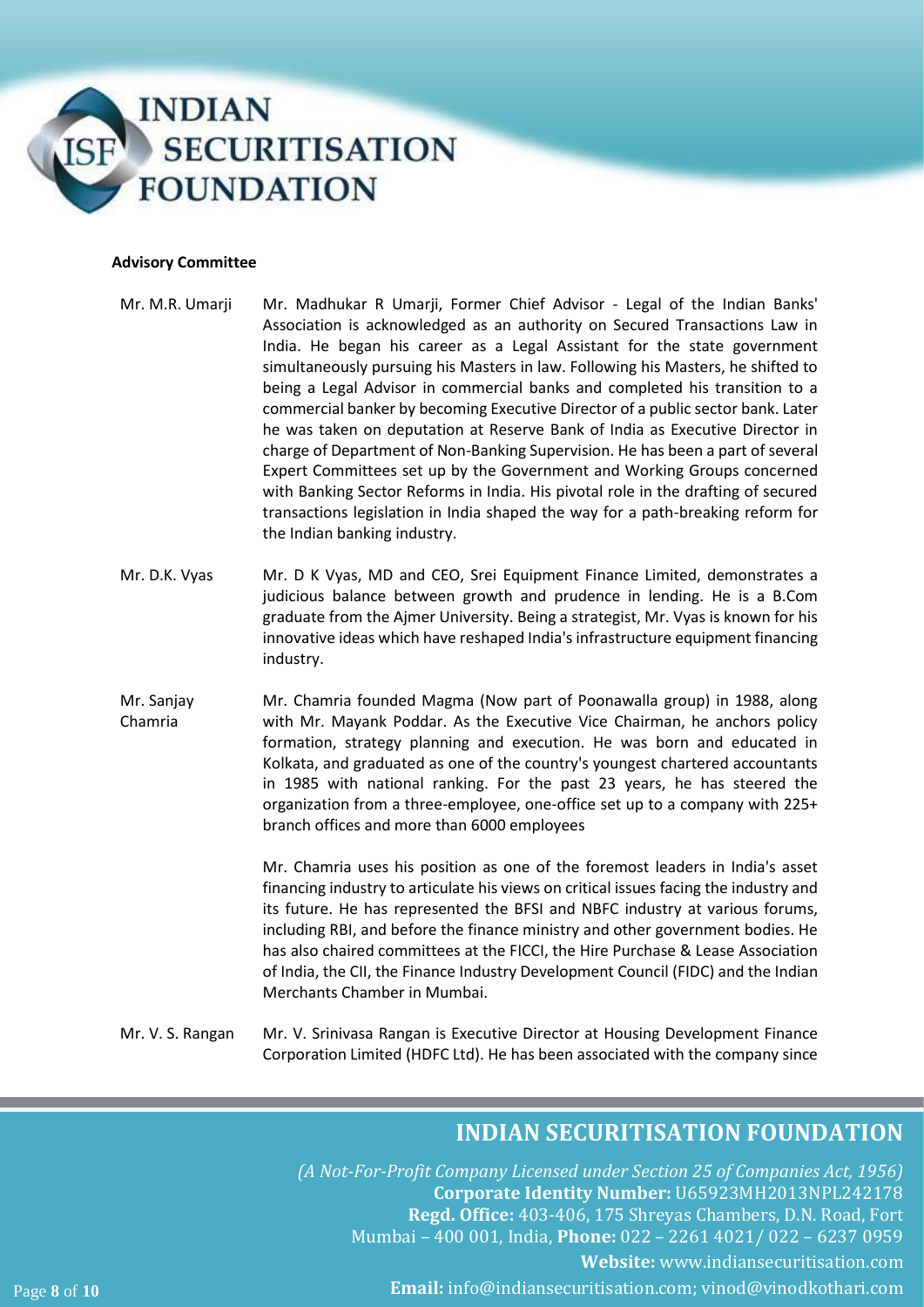**Advisory Committee**

| | |
|---|---|
| Mr. M.R. Umarji | Mr. Madhukar R Umarji, Former Chief Advisor - Legal of the Indian Banks' Association is acknowledged as an authority on Secured Transactions Law in India. He began his career as a Legal Assistant for the state government simultaneously pursuing his Masters in law. Following his Masters, he shifted to being a Legal Advisor in commercial banks and completed his transition to a commercial banker by becoming Executive Director of a public sector bank. Later he was taken on deputation at Reserve Bank of India as Executive Director in charge of Department of Non-Banking Supervision. He has been a part of several Expert Committees set up by the Government and Working Groups concerned with Banking Sector Reforms in India. His pivotal role in the drafting of secured transactions legislation in India shaped the way for a path-breaking reform for the Indian banking industry. |
| Mr. D.K. Vyas | Mr. D K Vyas, MD and CEO, Srei Equipment Finance Limited, demonstrates a judicious balance between growth and prudence in lending. He is a B.Com graduate from the Ajmer University. Being a strategist, Mr. Vyas is known for his innovative ideas which have reshaped India's infrastructure equipment financing industry. |
| Mr. Sanjay Chamria | Mr. Chamria founded Magma (Now part of Poonawalla group) in 1988, along with Mr. Mayank Poddar. As the Executive Vice Chairman, he anchors policy formation, strategy planning and execution. He was born and educated in Kolkata, and graduated as one of the country's youngest chartered accountants in 1985 with national ranking. For the past 23 years, he has steered the organization from a three-employee, one-office set up to a company with 225+ branch offices and more than 6000 employees<br><br>Mr. Chamria uses his position as one of the foremost leaders in India's asset financing industry to articulate his views on critical issues facing the industry and its future. He has represented the BFSI and NBFC industry at various forums, including RBI, and before the finance ministry and other government bodies. He has also chaired committees at the FICCI, the Hire Purchase & Lease Association of India, the CII, the Finance Industry Development Council (FIDC) and the Indian Merchants Chamber in Mumbai. |
| Mr. V. S. Rangan | Mr. V. Srinivasa Rangan is Executive Director at Housing Development Finance Corporation Limited (HDFC Ltd). He has been associated with the company since |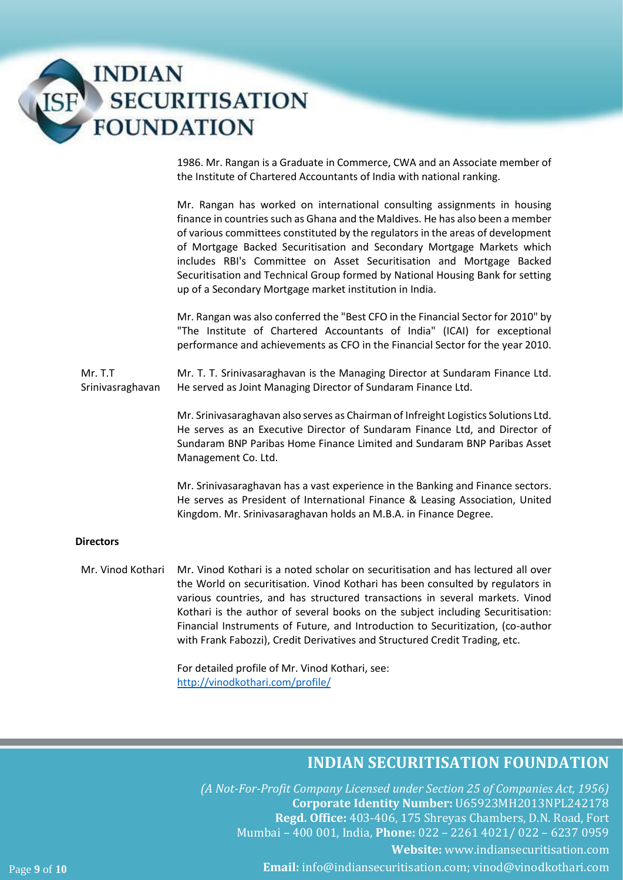1986. Mr. Rangan is a Graduate in Commerce, CWA and an Associate member of the Institute of Chartered Accountants of India with national ranking.

Mr. Rangan has worked on international consulting assignments in housing finance in countries such as Ghana and the Maldives. He has also been a member of various committees constituted by the regulators in the areas of development of Mortgage Backed Securitisation and Secondary Mortgage Markets which includes RBI's Committee on Asset Securitisation and Mortgage Backed Securitisation and Technical Group formed by National Housing Bank for setting up of a Secondary Mortgage market institution in India.

Mr. Rangan was also conferred the "Best CFO in the Financial Sector for 2010" by "The Institute of Chartered Accountants of India" (ICAI) for exceptional performance and achievements as CFO in the Financial Sector for the year 2010.

**Mr. T.T Srinivasraghavan**

Mr. T. T. Srinivasaraghavan is the Managing Director at Sundaram Finance Ltd. He served as Joint Managing Director of Sundaram Finance Ltd.

Mr. Srinivasaraghavan also serves as Chairman of Infreight Logistics Solutions Ltd. He serves as an Executive Director of Sundaram Finance Ltd, and Director of Sundaram BNP Paribas Home Finance Limited and Sundaram BNP Paribas Asset Management Co. Ltd.

Mr. Srinivasaraghavan has a vast experience in the Banking and Finance sectors. He serves as President of International Finance & Leasing Association, United Kingdom. Mr. Srinivasaraghavan holds an M.B.A. in Finance Degree.

**Directors**

**Mr. Vinod Kothari**

Mr. Vinod Kothari is a noted scholar on securitisation and has lectured all over the World on securitisation. Vinod Kothari has been consulted by regulators in various countries, and has structured transactions in several markets. Vinod Kothari is the author of several books on the subject including Securitisation: Financial Instruments of Future, and Introduction to Securitization, (co-author with Frank Fabozzi), Credit Derivatives and Structured Credit Trading, etc.

For detailed profile of Mr. Vinod Kothari, see: http://vinodkothari.com/profile/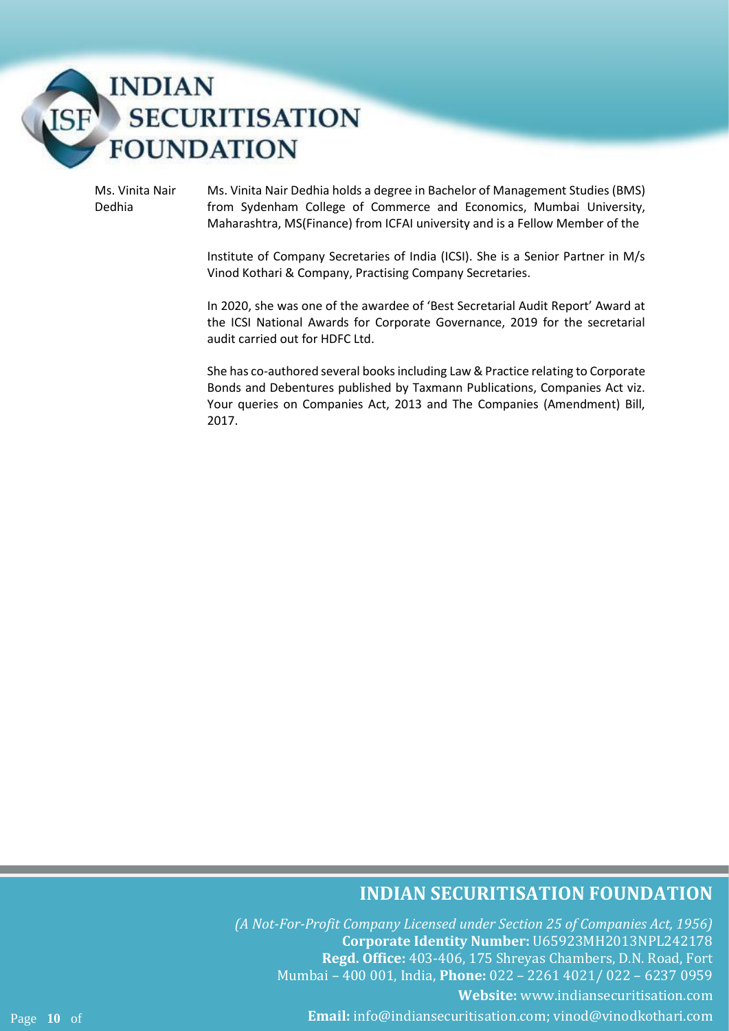| | |
|---|---|
| Ms. Vinita Nair Dedhia | Ms. Vinita Nair Dedhia holds a degree in Bachelor of Management Studies (BMS) from Sydenham College of Commerce and Economics, Mumbai University, Maharashtra, MS(Finance) from ICFAI university and is a Fellow Member of the Institute of Company Secretaries of India (ICSI). She is a Senior Partner in M/s Vinod Kothari & Company, Practising Company Secretaries.<br><br>In 2020, she was one of the awardee of 'Best Secretarial Audit Report' Award at the ICSI National Awards for Corporate Governance, 2019 for the secretarial audit carried out for HDFC Ltd.<br><br>She has co-authored several books including Law & Practice relating to Corporate Bonds and Debentures published by Taxmann Publications, Companies Act viz. Your queries on Companies Act, 2013 and The Companies (Amendment) Bill, 2017. |